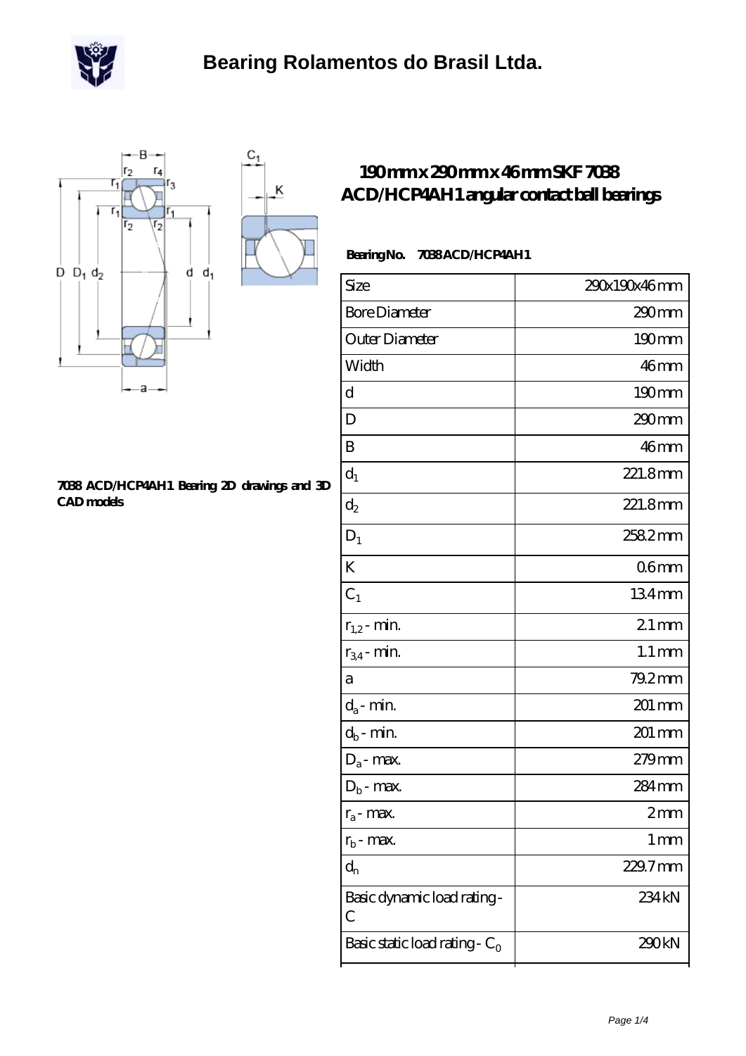# Bearing Rolamentos do Brasil Ltda.

## 190 mm x 290 mm x 46 mm SKF 7038 ACD/HCP4AH1 angular contact ball bearings

**7038 ACD/HCP4AH1 Bearing 2D drawings and 3D CAD models**

**Bearing No. 7038 ACD/HCP4AH1**

| Size | 290x190x46 mm |
|---|---|
| Bore Diameter | 290 mm |
| Outer Diameter | 190 mm |
| Width | 46 mm |
| d | 190 mm |
| D | 290 mm |
| B | 46 mm |
| $d_1$ | 221.8 mm |
| $d_2$ | 221.8 mm |
| $D_1$ | 258.2 mm |
| K | 0.6 mm |
| $C_1$ | 13.4 mm |
| $r_{1,2}$ - min. | 2.1 mm |
| $r_{3,4}$ - min. | 1.1 mm |
| a | 79.2 mm |
| $d_a$ - min. | 201 mm |
| $d_b$ - min. | 201 mm |
| $D_a$ - max. | 279 mm |
| $D_b$ - max. | 284 mm |
| $r_a$ - max. | 2 mm |
| $r_b$ - max. | 1 mm |
| $d_n$ | 229.7 mm |
| Basic dynamic load rating - C | 234 kN |
| Basic static load rating - $C_0$ | 290 kN |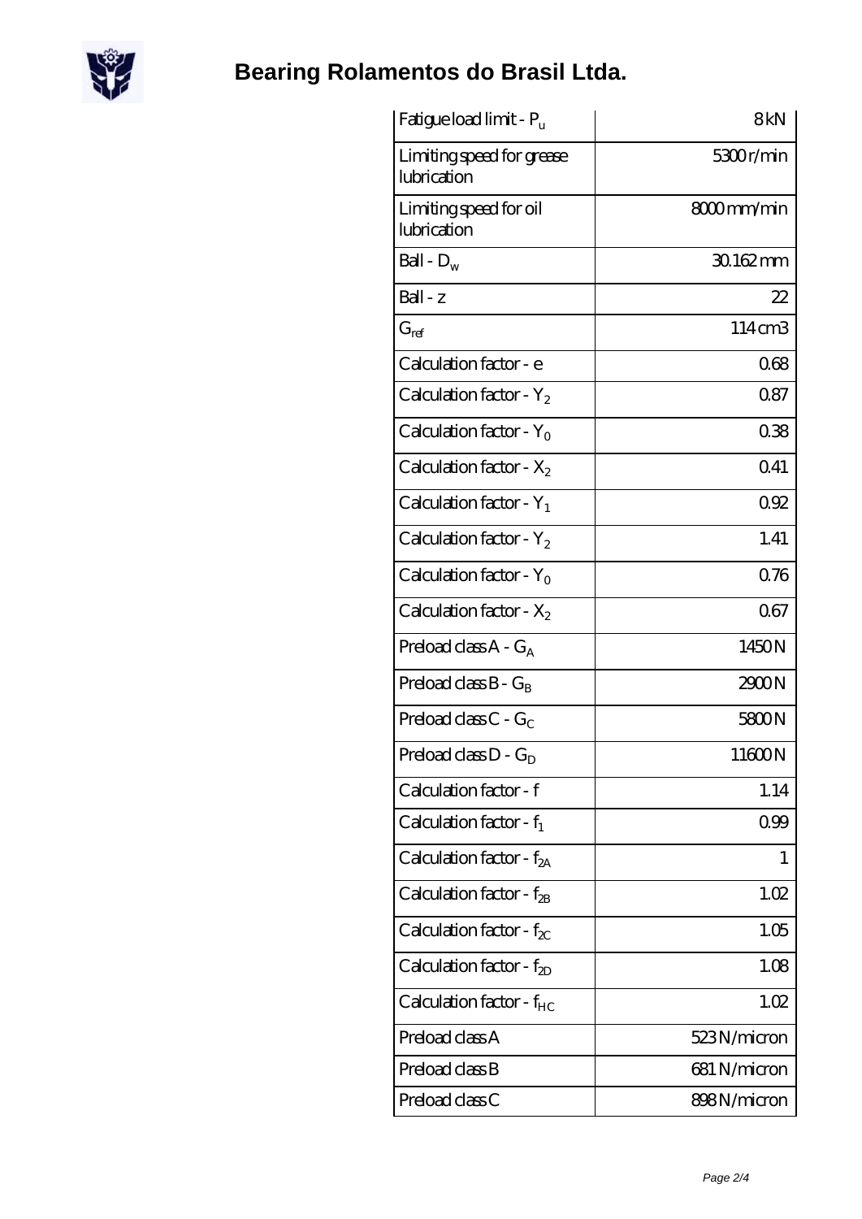| | |
|---|---|
| Fatigue load limit - $P_u$ | 8 kN |
| Limiting speed for grease lubrication | 5300 r/min |
| Limiting speed for oil lubrication | 8000 mm/min |
| Ball - $D_w$ | 30.162 mm |
| Ball - z | 22 |
| $G_{ref}$ | 114 cm3 |
| Calculation factor - e | 0.68 |
| Calculation factor - $Y_2$ | 0.87 |
| Calculation factor - $Y_0$ | 0.38 |
| Calculation factor - $X_2$ | 0.41 |
| Calculation factor - $Y_1$ | 0.92 |
| Calculation factor - $Y_2$ | 1.41 |
| Calculation factor - $Y_0$ | 0.76 |
| Calculation factor - $X_2$ | 0.67 |
| Preload class A - $G_A$ | 1450 N |
| Preload class B - $G_B$ | 2900 N |
| Preload class C - $G_C$ | 5800 N |
| Preload class D - $G_D$ | 11600 N |
| Calculation factor - f | 1.14 |
| Calculation factor - $f_1$ | 0.99 |
| Calculation factor - $f_{2A}$ | 1 |
| Calculation factor - $f_{2B}$ | 1.02 |
| Calculation factor - $f_{2C}$ | 1.05 |
| Calculation factor - $f_{2D}$ | 1.08 |
| Calculation factor - $f_{HC}$ | 1.02 |
| Preload class A | 523 N/micron |
| Preload class B | 681 N/micron |
| Preload class C | 898 N/micron |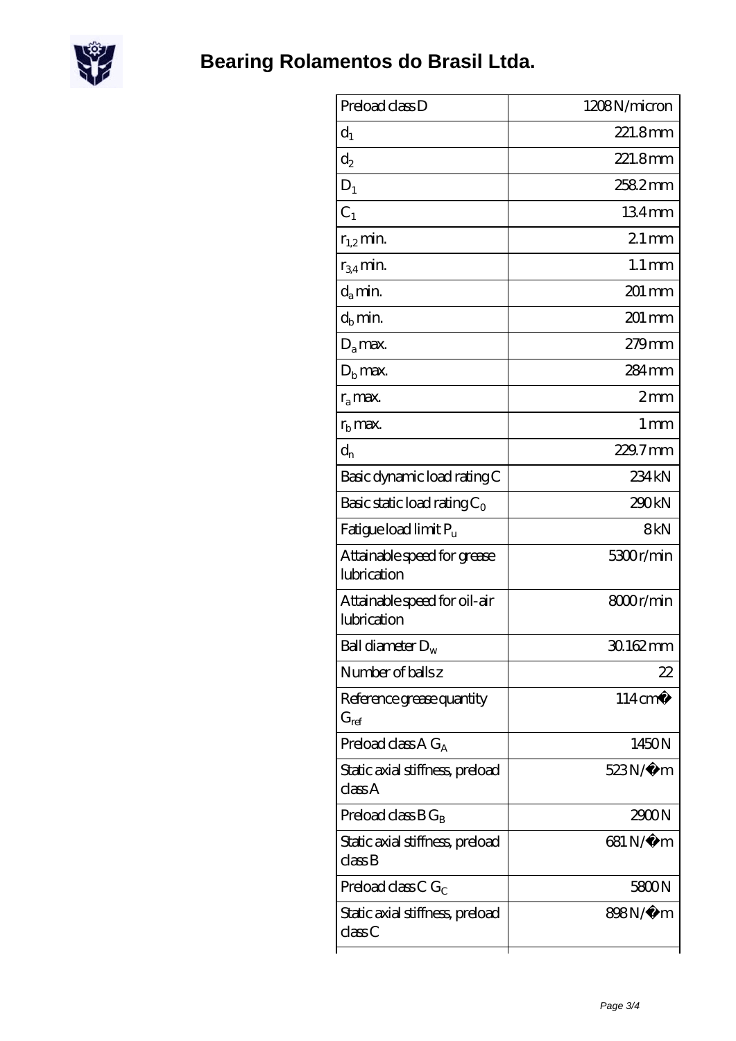| Preload class D | 1208 N/micron |
| --- | --- |
| $d_1$ | 221.8 mm |
| $d_2$ | 221.8 mm |
| $D_1$ | 258.2 mm |
| $C_1$ | 13.4 mm |
| $r_{1,2}$ min. | 2.1 mm |
| $r_{3,4}$ min. | 1.1 mm |
| $d_a$ min. | 201 mm |
| $d_b$ min. | 201 mm |
| $D_a$ max. | 279 mm |
| $D_b$ max. | 284 mm |
| $r_a$ max. | 2 mm |
| $r_b$ max. | 1 mm |
| $d_n$ | 229.7 mm |
| Basic dynamic load rating C | 234 kN |
| Basic static load rating $C_0$ | 290 kN |
| Fatigue load limit $P_u$ | 8 kN |
| Attainable speed for grease lubrication | 5300 r/min |
| Attainable speed for oil-air lubrication | 8000 r/min |
| Ball diameter $D_w$ | 30.162 mm |
| Number of balls z | 22 |
| Reference grease quantity $G_{ref}$ | 114 cm³ |
| Preload class A $G_A$ | 1450 N |
| Static axial stiffness, preload class A | 523 N/µm |
| Preload class B $G_B$ | 2900 N |
| Static axial stiffness, preload class B | 681 N/µm |
| Preload class C $G_C$ | 5800 N |
| Static axial stiffness, preload class C | 898 N/µm |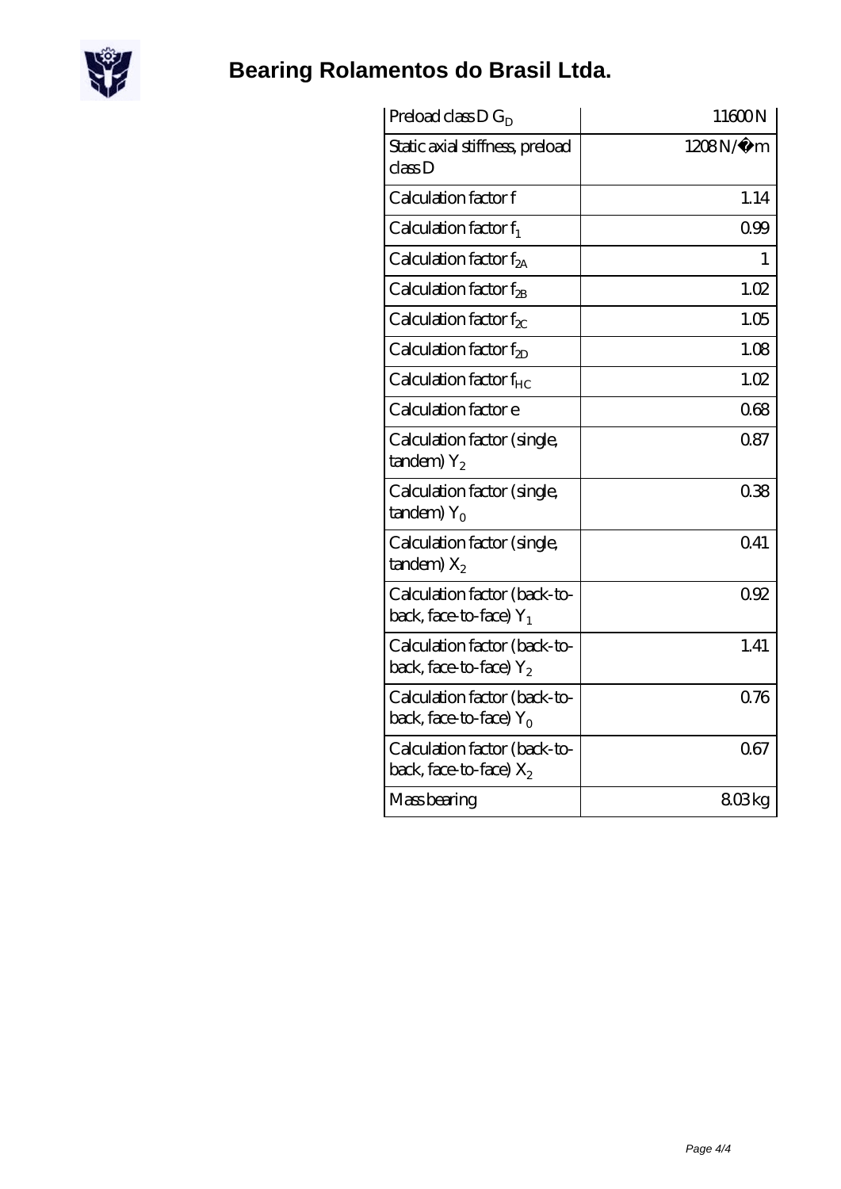| | |
|---|---|
| Preload class D $G_D$ | 11600 N |
| Static axial stiffness, preload class D | 1208 N/µm |
| Calculation factor f | 1.14 |
| Calculation factor $f_1$ | 0.99 |
| Calculation factor $f_{2A}$ | 1 |
| Calculation factor $f_{2B}$ | 1.02 |
| Calculation factor $f_{2C}$ | 1.05 |
| Calculation factor $f_{2D}$ | 1.08 |
| Calculation factor $f_{HC}$ | 1.02 |
| Calculation factor e | 0.68 |
| Calculation factor (single, tandem) $Y_2$ | 0.87 |
| Calculation factor (single, tandem) $Y_0$ | 0.38 |
| Calculation factor (single, tandem) $X_2$ | 0.41 |
| Calculation factor (back-to-back, face-to-face) $Y_1$ | 0.92 |
| Calculation factor (back-to-back, face-to-face) $Y_2$ | 1.41 |
| Calculation factor (back-to-back, face-to-face) $Y_0$ | 0.76 |
| Calculation factor (back-to-back, face-to-face) $X_2$ | 0.67 |
| Mass bearing | 8.03 kg |